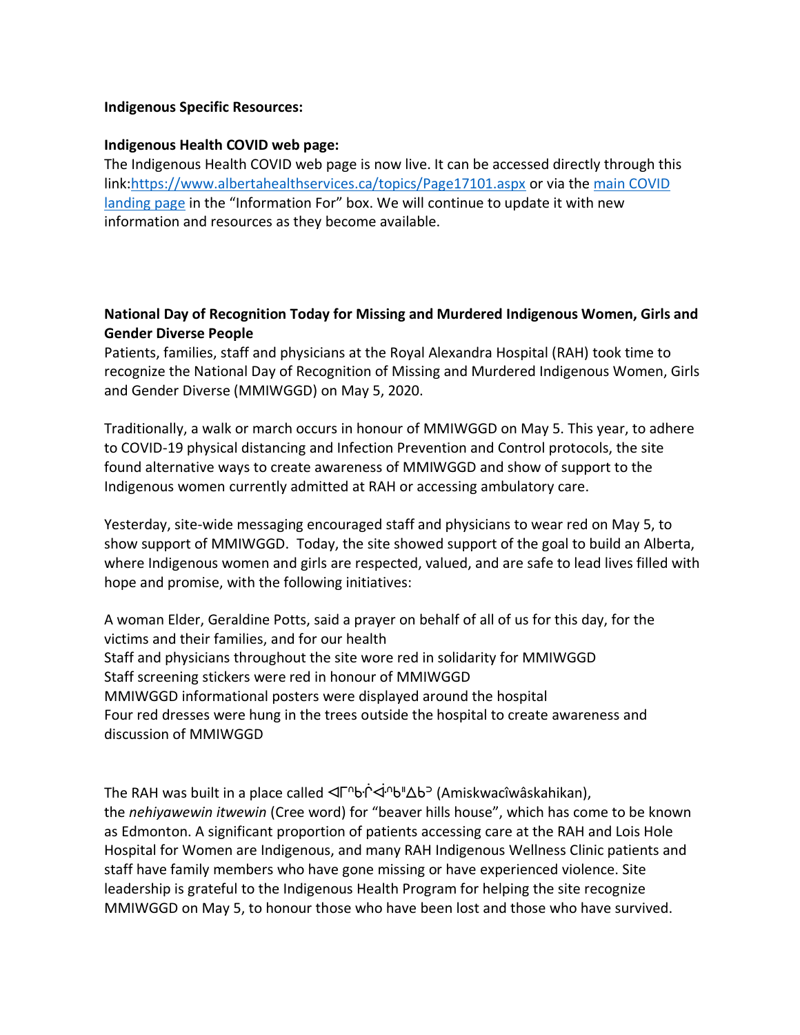**Indigenous Specific Resources:**

**Indigenous Health COVID web page:**

The Indigenous Health COVID web page is now live. It can be accessed directly through this link:[https://www.albertahealthservices.ca/topics/Page17101.aspx](https://www.albertahealthservices.ca/topics/Page17101.aspx) or via the main COVID landing page in the "Information For" box. We will continue to update it with new information and resources as they become available.

**National Day of Recognition Today for Missing and Murdered Indigenous Women, Girls and Gender Diverse People**

Patients, families, staff and physicians at the Royal Alexandra Hospital (RAH) took time to recognize the National Day of Recognition of Missing and Murdered Indigenous Women, Girls and Gender Diverse (MMIWGGD) on May 5, 2020.

Traditionally, a walk or march occurs in honour of MMIWGGD on May 5. This year, to adhere to COVID-19 physical distancing and Infection Prevention and Control protocols, the site found alternative ways to create awareness of MMIWGGD and show of support to the Indigenous women currently admitted at RAH or accessing ambulatory care.

Yesterday, site-wide messaging encouraged staff and physicians to wear red on May 5, to show support of MMIWGGD. Today, the site showed support of the goal to build an Alberta, where Indigenous women and girls are respected, valued, and are safe to lead lives filled with hope and promise, with the following initiatives:

A woman Elder, Geraldine Potts, said a prayer on behalf of all of us for this day, for the victims and their families, and for our health
Staff and physicians throughout the site wore red in solidarity for MMIWGGD
Staff screening stickers were red in honour of MMIWGGD
MMIWGGD informational posters were displayed around the hospital
Four red dresses were hung in the trees outside the hospital to create awareness and discussion of MMIWGGD

The RAH was built in a place called ᐊᒥᐢᑿᒌᐚᐢᑲᐦᐃᑲᐣ (Amiskwacîwâskahikan), the *nehiyawewin itwewin* (Cree word) for "beaver hills house", which has come to be known as Edmonton. A significant proportion of patients accessing care at the RAH and Lois Hole Hospital for Women are Indigenous, and many RAH Indigenous Wellness Clinic patients and staff have family members who have gone missing or have experienced violence. Site leadership is grateful to the Indigenous Health Program for helping the site recognize MMIWGGD on May 5, to honour those who have been lost and those who have survived.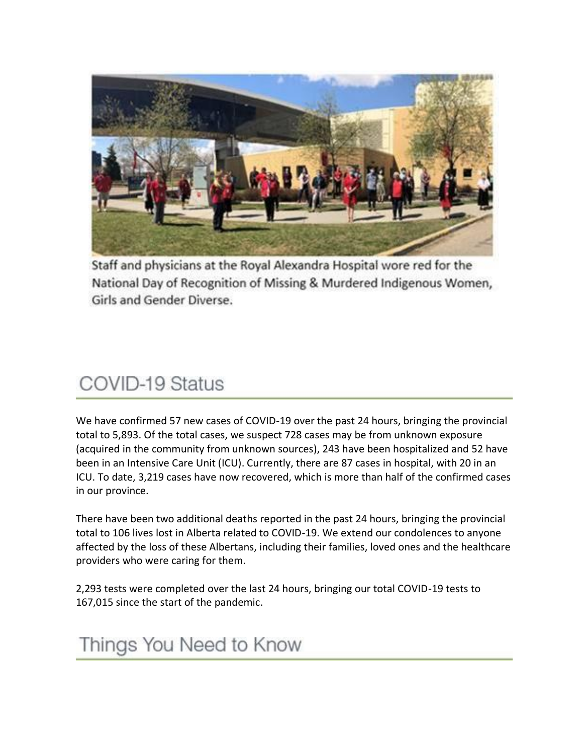Staff and physicians at the Royal Alexandra Hospital wore red for the National Day of Recognition of Missing & Murdered Indigenous Women, Girls and Gender Diverse.

## COVID-19 Status

We have confirmed 57 new cases of COVID-19 over the past 24 hours, bringing the provincial total to 5,893. Of the total cases, we suspect 728 cases may be from unknown exposure (acquired in the community from unknown sources), 243 have been hospitalized and 52 have been in an Intensive Care Unit (ICU). Currently, there are 87 cases in hospital, with 20 in an ICU. To date, 3,219 cases have now recovered, which is more than half of the confirmed cases in our province.

There have been two additional deaths reported in the past 24 hours, bringing the provincial total to 106 lives lost in Alberta related to COVID-19. We extend our condolences to anyone affected by the loss of these Albertans, including their families, loved ones and the healthcare providers who were caring for them.

2,293 tests were completed over the last 24 hours, bringing our total COVID-19 tests to 167,015 since the start of the pandemic.

## Things You Need to Know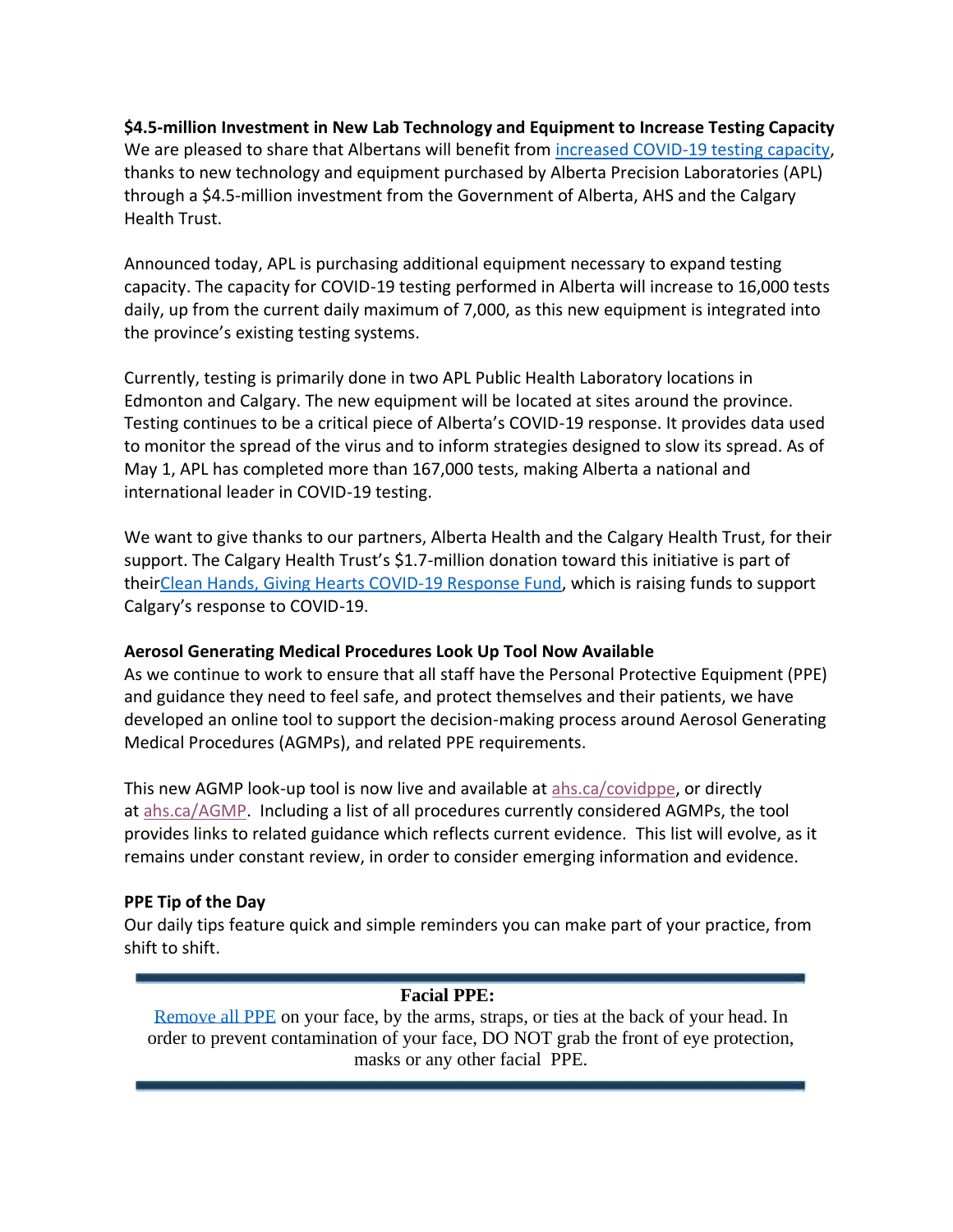**$4.5-million Investment in New Lab Technology and Equipment to Increase Testing Capacity**
We are pleased to share that Albertans will benefit from increased COVID-19 testing capacity, thanks to new technology and equipment purchased by Alberta Precision Laboratories (APL) through a $4.5-million investment from the Government of Alberta, AHS and the Calgary Health Trust.

Announced today, APL is purchasing additional equipment necessary to expand testing capacity. The capacity for COVID-19 testing performed in Alberta will increase to 16,000 tests daily, up from the current daily maximum of 7,000, as this new equipment is integrated into the province's existing testing systems.

Currently, testing is primarily done in two APL Public Health Laboratory locations in Edmonton and Calgary. The new equipment will be located at sites around the province. Testing continues to be a critical piece of Alberta's COVID-19 response. It provides data used to monitor the spread of the virus and to inform strategies designed to slow its spread. As of May 1, APL has completed more than 167,000 tests, making Alberta a national and international leader in COVID-19 testing.

We want to give thanks to our partners, Alberta Health and the Calgary Health Trust, for their support. The Calgary Health Trust's $1.7-million donation toward this initiative is part of theirClean Hands, Giving Hearts COVID-19 Response Fund, which is raising funds to support Calgary's response to COVID-19.

**Aerosol Generating Medical Procedures Look Up Tool Now Available**
As we continue to work to ensure that all staff have the Personal Protective Equipment (PPE) and guidance they need to feel safe, and protect themselves and their patients, we have developed an online tool to support the decision-making process around Aerosol Generating Medical Procedures (AGMPs), and related PPE requirements.

This new AGMP look-up tool is now live and available at ahs.ca/covidppe, or directly at ahs.ca/AGMP. Including a list of all procedures currently considered AGMPs, the tool provides links to related guidance which reflects current evidence. This list will evolve, as it remains under constant review, in order to consider emerging information and evidence.

**PPE Tip of the Day**
Our daily tips feature quick and simple reminders you can make part of your practice, from shift to shift.

**Facial PPE:**
Remove all PPE on your face, by the arms, straps, or ties at the back of your head. In order to prevent contamination of your face, DO NOT grab the front of eye protection, masks or any other facial PPE.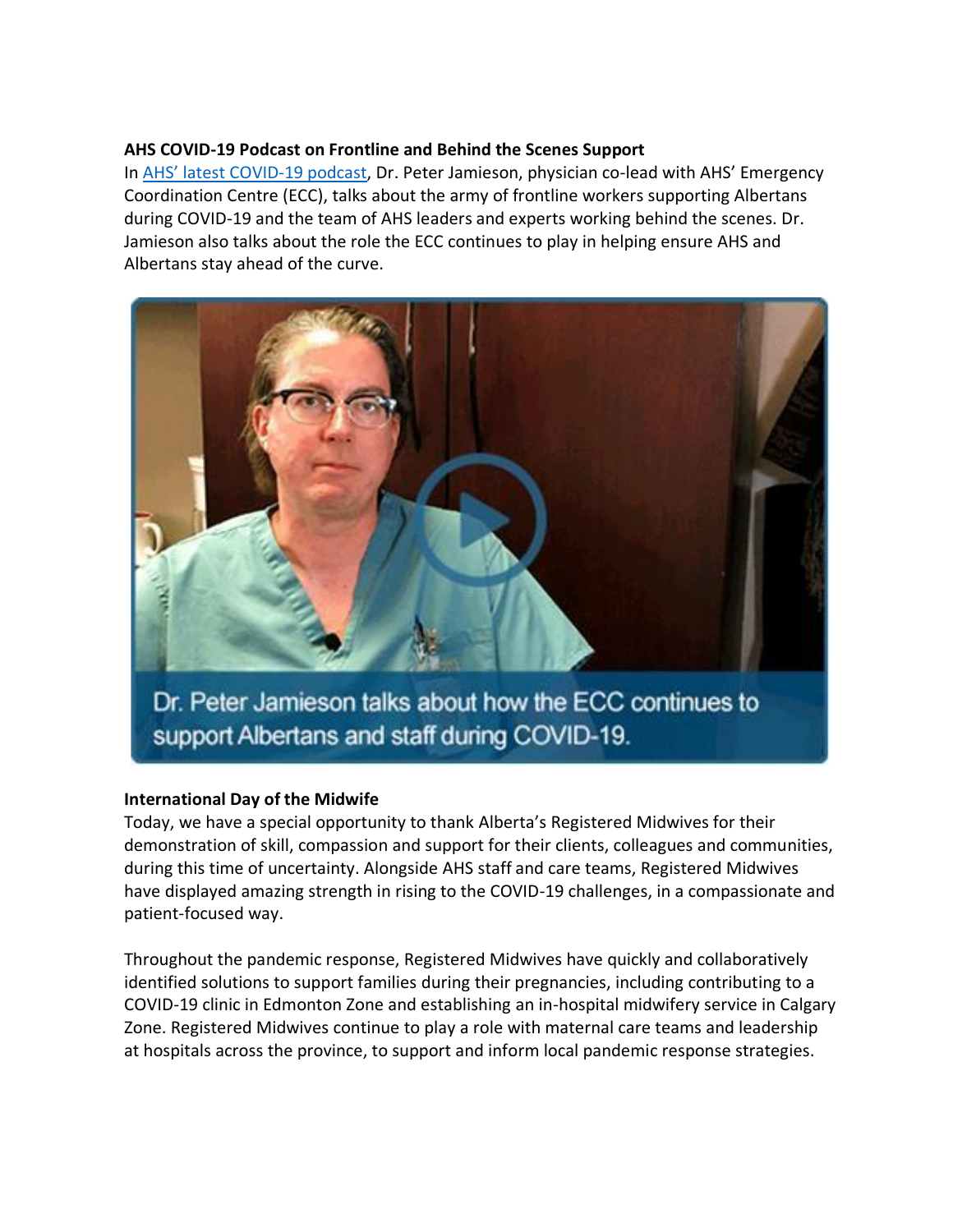**AHS COVID-19 Podcast on Frontline and Behind the Scenes Support**

In [AHS' latest COVID-19 podcast](), Dr. Peter Jamieson, physician co-lead with AHS' Emergency Coordination Centre (ECC), talks about the army of frontline workers supporting Albertans during COVID-19 and the team of AHS leaders and experts working behind the scenes. Dr. Jamieson also talks about the role the ECC continues to play in helping ensure AHS and Albertans stay ahead of the curve.

Dr. Peter Jamieson talks about how the ECC continues to support Albertans and staff during COVID-19.

**International Day of the Midwife**

Today, we have a special opportunity to thank Alberta's Registered Midwives for their demonstration of skill, compassion and support for their clients, colleagues and communities, during this time of uncertainty. Alongside AHS staff and care teams, Registered Midwives have displayed amazing strength in rising to the COVID-19 challenges, in a compassionate and patient-focused way.

Throughout the pandemic response, Registered Midwives have quickly and collaboratively identified solutions to support families during their pregnancies, including contributing to a COVID-19 clinic in Edmonton Zone and establishing an in-hospital midwifery service in Calgary Zone. Registered Midwives continue to play a role with maternal care teams and leadership at hospitals across the province, to support and inform local pandemic response strategies.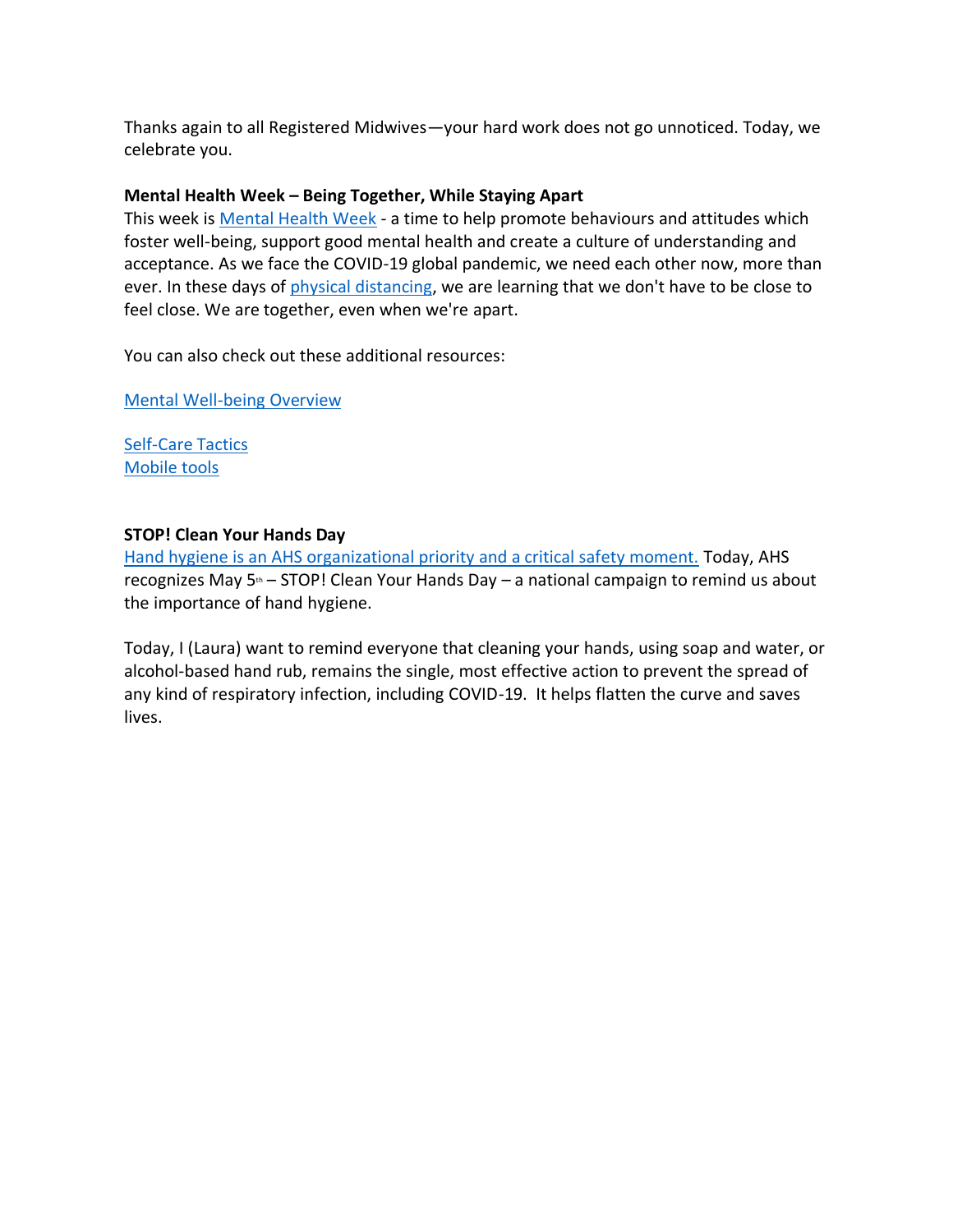Thanks again to all Registered Midwives—your hard work does not go unnoticed. Today, we celebrate you.

**Mental Health Week – Being Together, While Staying Apart**
This week is Mental Health Week - a time to help promote behaviours and attitudes which foster well-being, support good mental health and create a culture of understanding and acceptance. As we face the COVID-19 global pandemic, we need each other now, more than ever. In these days of physical distancing, we are learning that we don't have to be close to feel close. We are together, even when we're apart.

You can also check out these additional resources:

Mental Well-being Overview

Self-Care Tactics
Mobile tools

**STOP! Clean Your Hands Day**
Hand hygiene is an AHS organizational priority and a critical safety moment. Today, AHS recognizes May 5th – STOP! Clean Your Hands Day – a national campaign to remind us about the importance of hand hygiene.

Today, I (Laura) want to remind everyone that cleaning your hands, using soap and water, or alcohol-based hand rub, remains the single, most effective action to prevent the spread of any kind of respiratory infection, including COVID-19. It helps flatten the curve and saves lives.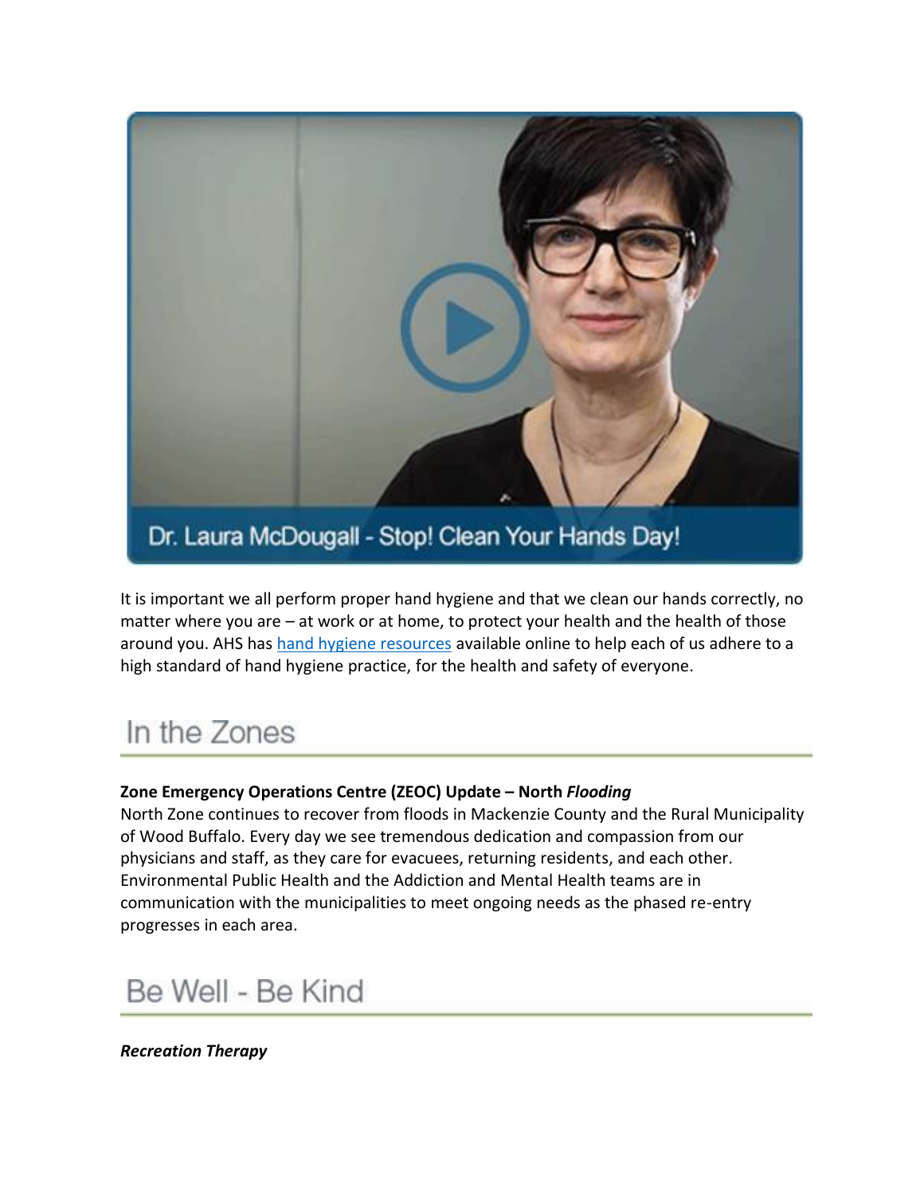Dr. Laura McDougall - Stop! Clean Your Hands Day!

It is important we all perform proper hand hygiene and that we clean our hands correctly, no matter where you are – at work or at home, to protect your health and the health of those around you. AHS has hand hygiene resources available online to help each of us adhere to a high standard of hand hygiene practice, for the health and safety of everyone.

## In the Zones

**Zone Emergency Operations Centre (ZEOC) Update – North *Flooding***

North Zone continues to recover from floods in Mackenzie County and the Rural Municipality of Wood Buffalo. Every day we see tremendous dedication and compassion from our physicians and staff, as they care for evacuees, returning residents, and each other. Environmental Public Health and the Addiction and Mental Health teams are in communication with the municipalities to meet ongoing needs as the phased re-entry progresses in each area.

## Be Well - Be Kind

***Recreation Therapy***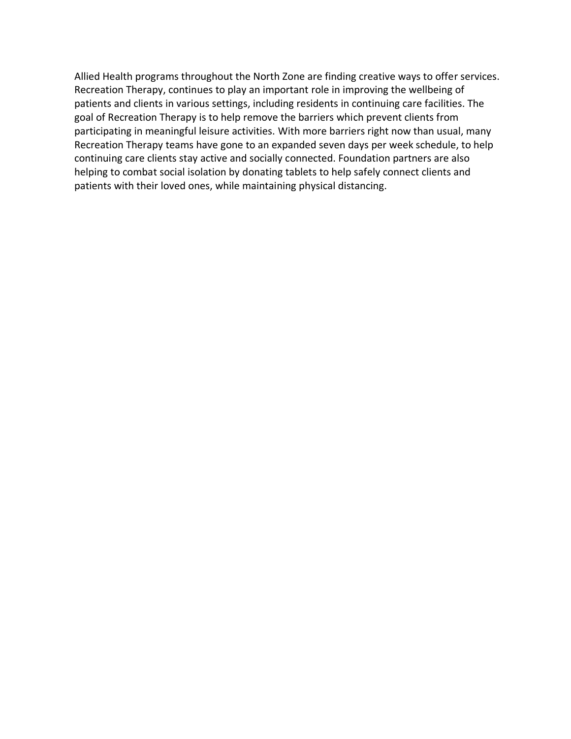Allied Health programs throughout the North Zone are finding creative ways to offer services. Recreation Therapy, continues to play an important role in improving the wellbeing of patients and clients in various settings, including residents in continuing care facilities. The goal of Recreation Therapy is to help remove the barriers which prevent clients from participating in meaningful leisure activities. With more barriers right now than usual, many Recreation Therapy teams have gone to an expanded seven days per week schedule, to help continuing care clients stay active and socially connected. Foundation partners are also helping to combat social isolation by donating tablets to help safely connect clients and patients with their loved ones, while maintaining physical distancing.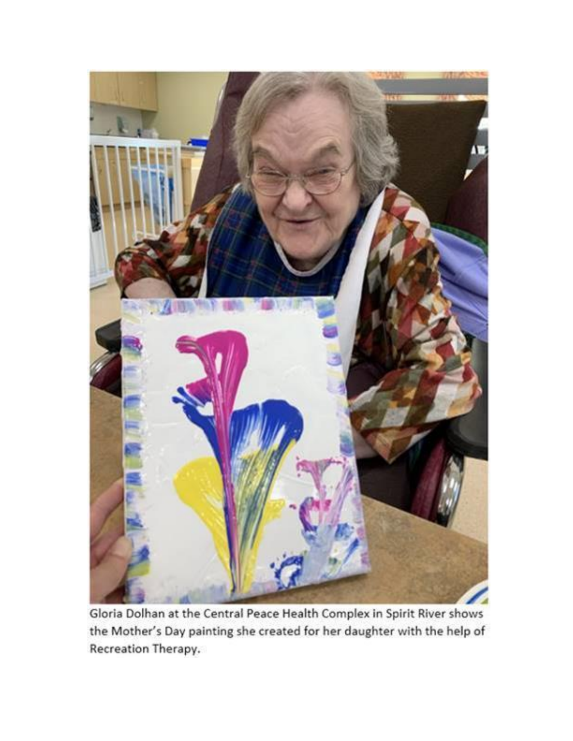Gloria Dolhan at the Central Peace Health Complex in Spirit River shows the Mother's Day painting she created for her daughter with the help of Recreation Therapy.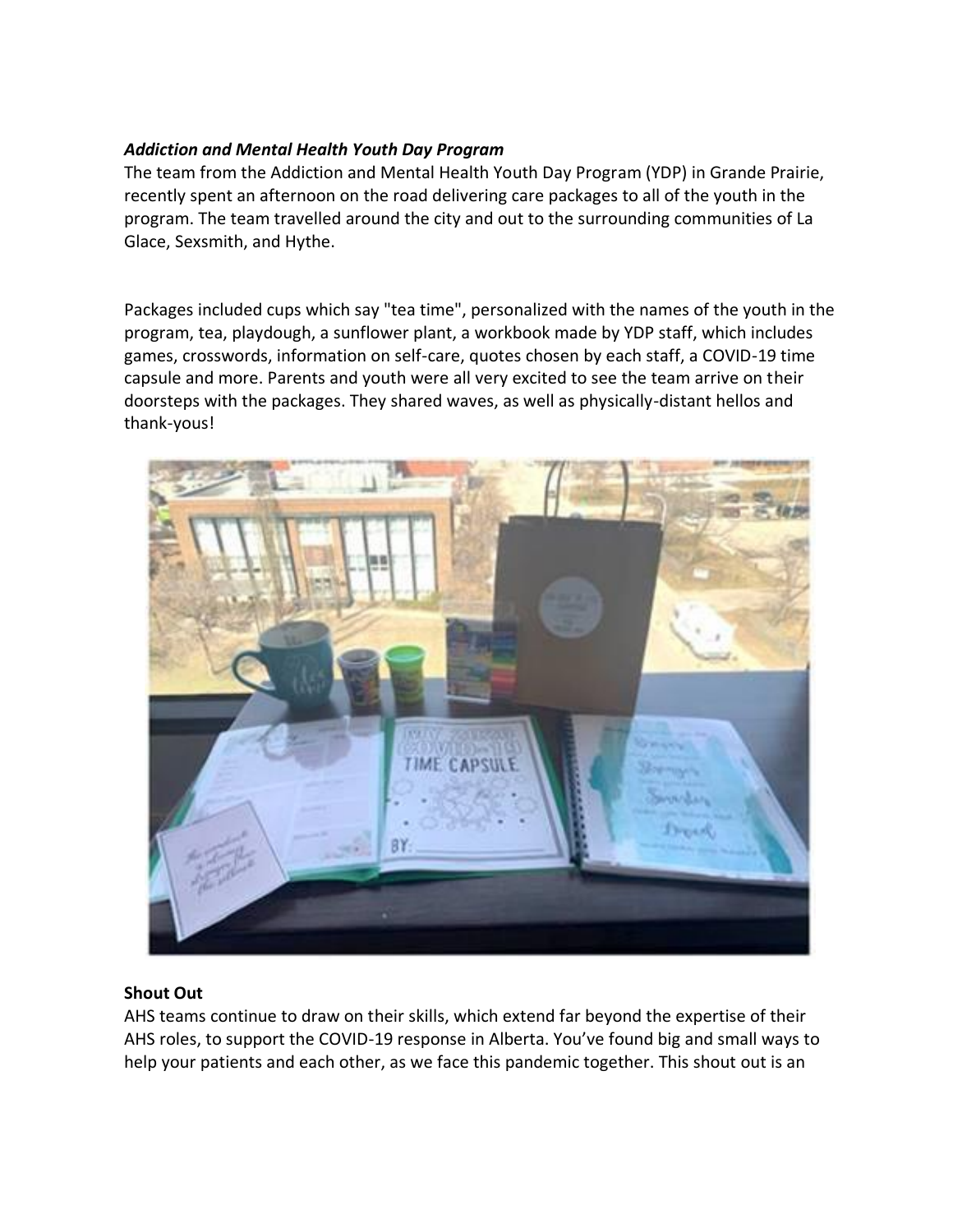***Addiction and Mental Health Youth Day Program***

The team from the Addiction and Mental Health Youth Day Program (YDP) in Grande Prairie, recently spent an afternoon on the road delivering care packages to all of the youth in the program. The team travelled around the city and out to the surrounding communities of La Glace, Sexsmith, and Hythe.

Packages included cups which say "tea time", personalized with the names of the youth in the program, tea, playdough, a sunflower plant, a workbook made by YDP staff, which includes games, crosswords, information on self-care, quotes chosen by each staff, a COVID-19 time capsule and more. Parents and youth were all very excited to see the team arrive on their doorsteps with the packages. They shared waves, as well as physically-distant hellos and thank-yous!

**Shout Out**

AHS teams continue to draw on their skills, which extend far beyond the expertise of their AHS roles, to support the COVID-19 response in Alberta. You've found big and small ways to help your patients and each other, as we face this pandemic together. This shout out is an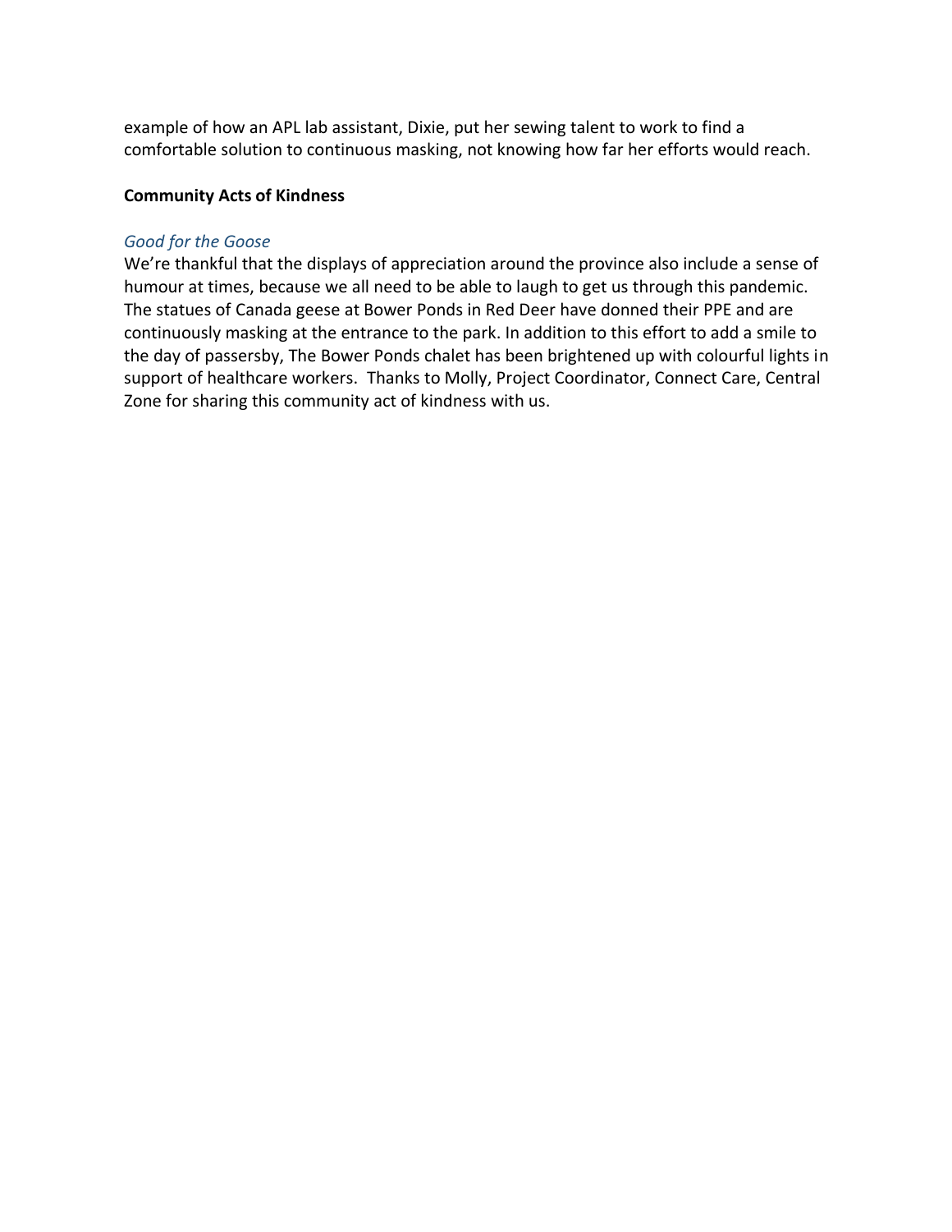example of how an APL lab assistant, Dixie, put her sewing talent to work to find a comfortable solution to continuous masking, not knowing how far her efforts would reach.

**Community Acts of Kindness**

*Good for the Goose*

We're thankful that the displays of appreciation around the province also include a sense of humour at times, because we all need to be able to laugh to get us through this pandemic. The statues of Canada geese at Bower Ponds in Red Deer have donned their PPE and are continuously masking at the entrance to the park. In addition to this effort to add a smile to the day of passersby, The Bower Ponds chalet has been brightened up with colourful lights in support of healthcare workers. Thanks to Molly, Project Coordinator, Connect Care, Central Zone for sharing this community act of kindness with us.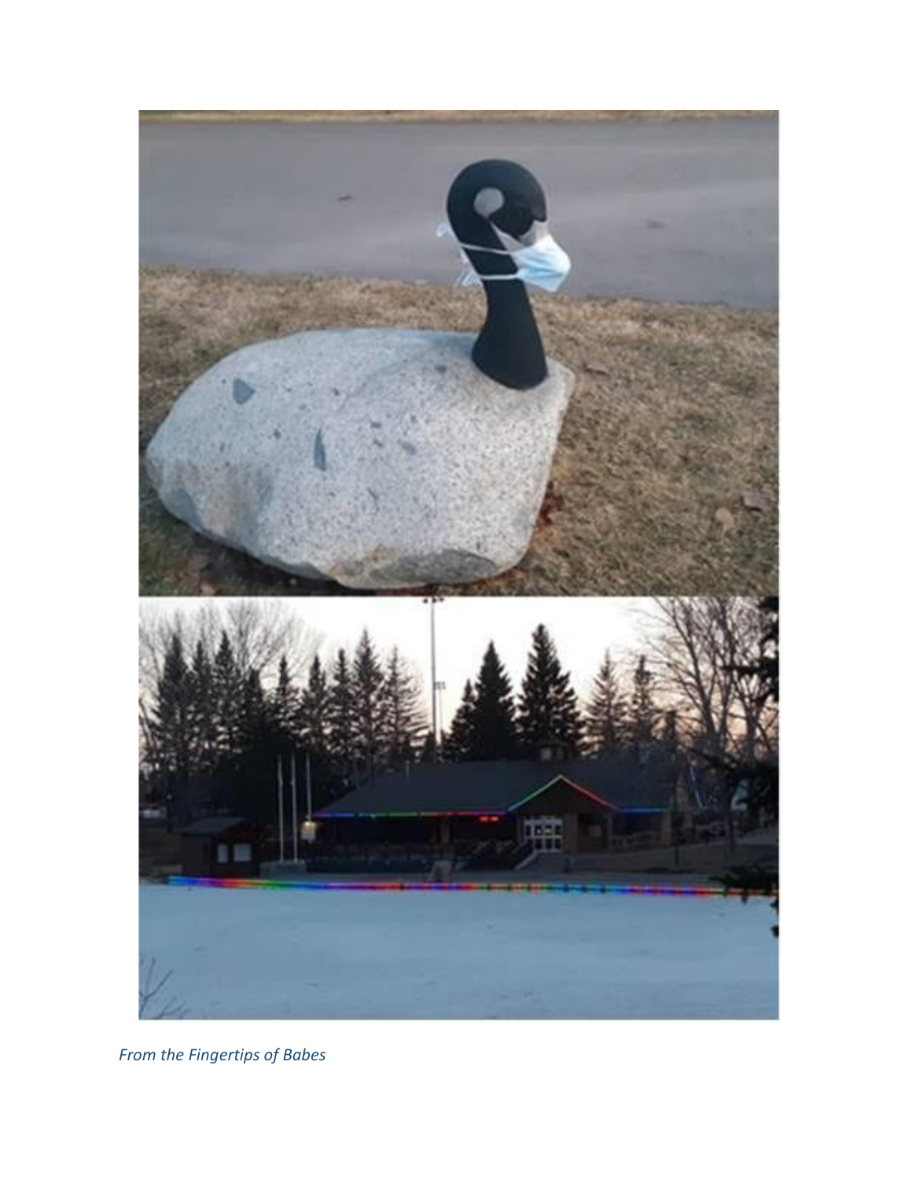*From the Fingertips of Babes*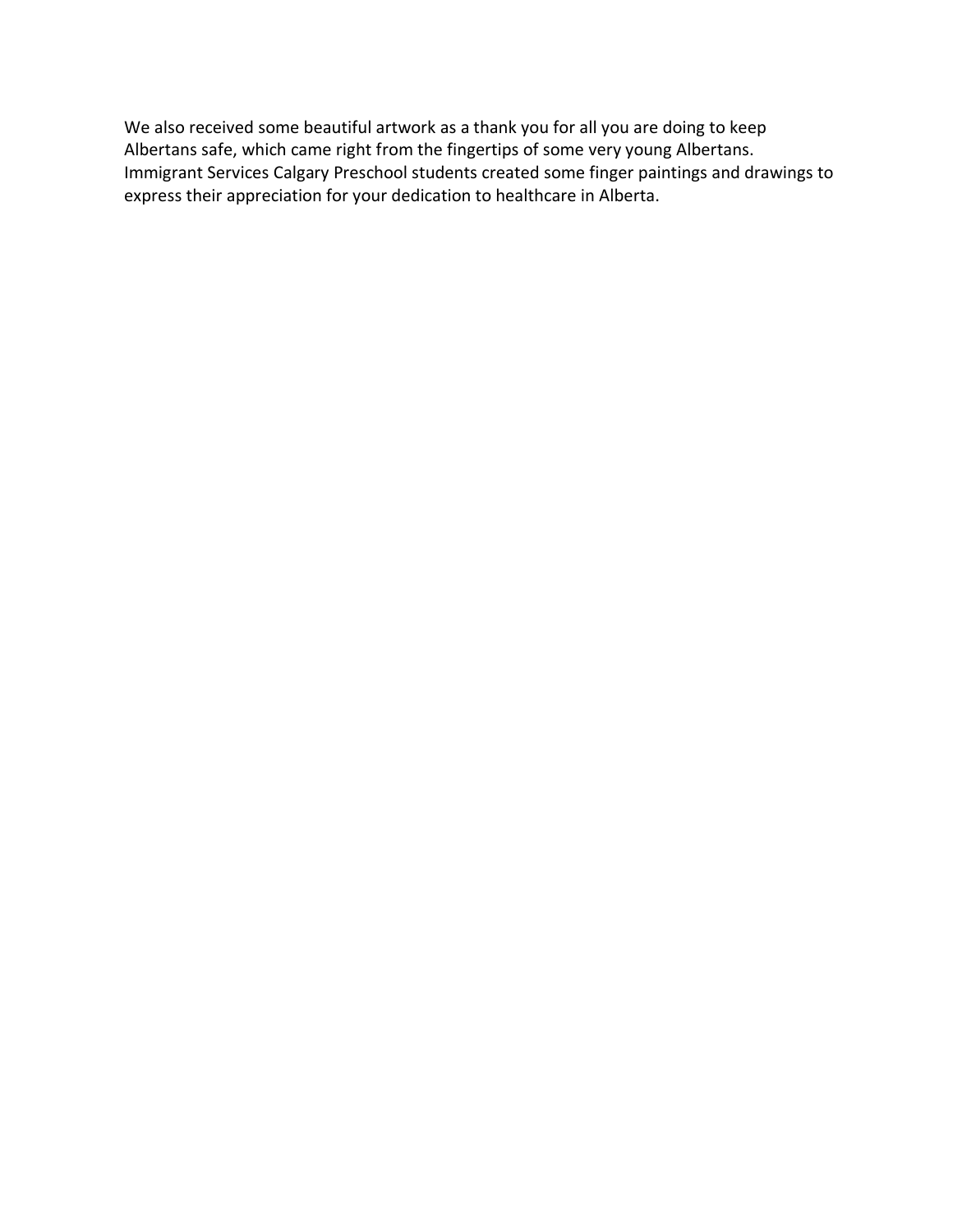We also received some beautiful artwork as a thank you for all you are doing to keep Albertans safe, which came right from the fingertips of some very young Albertans. Immigrant Services Calgary Preschool students created some finger paintings and drawings to express their appreciation for your dedication to healthcare in Alberta.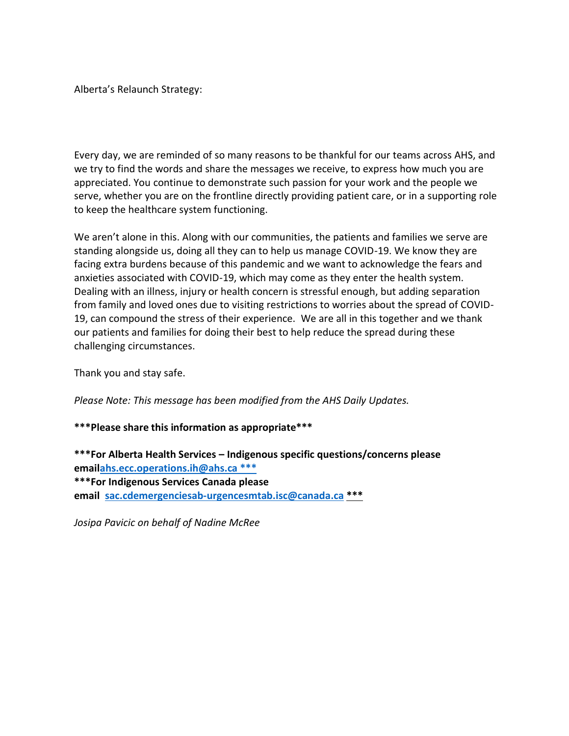Alberta's Relaunch Strategy:

Every day, we are reminded of so many reasons to be thankful for our teams across AHS, and we try to find the words and share the messages we receive, to express how much you are appreciated. You continue to demonstrate such passion for your work and the people we serve, whether you are on the frontline directly providing patient care, or in a supporting role to keep the healthcare system functioning.

We aren't alone in this. Along with our communities, the patients and families we serve are standing alongside us, doing all they can to help us manage COVID-19. We know they are facing extra burdens because of this pandemic and we want to acknowledge the fears and anxieties associated with COVID-19, which may come as they enter the health system. Dealing with an illness, injury or health concern is stressful enough, but adding separation from family and loved ones due to visiting restrictions to worries about the spread of COVID-19, can compound the stress of their experience. We are all in this together and we thank our patients and families for doing their best to help reduce the spread during these challenging circumstances.

Thank you and stay safe.

*Please Note: This message has been modified from the AHS Daily Updates.*

**\*\*\*Please share this information as appropriate\*\*\***

**\*\*\*For Alberta Health Services – Indigenous specific questions/concerns please emailahs.ecc.operations.ih@ahs.ca \*\*\***
**\*\*\*For Indigenous Services Canada please email sac.cdemergenciesab-urgencesmtab.isc@canada.ca \*\*\***

*Josipa Pavicic on behalf of Nadine McRee*